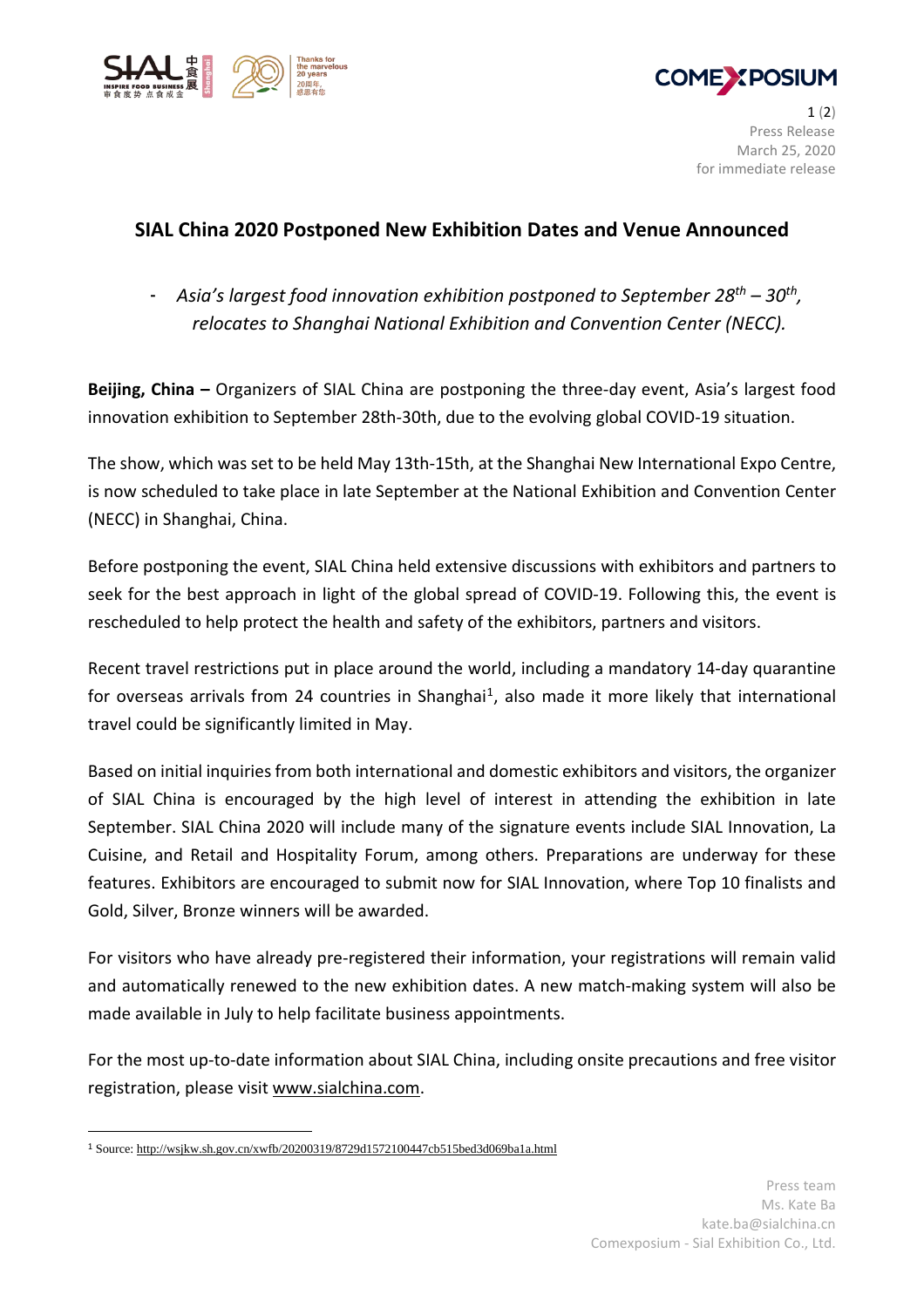Press Release
March 25, 2020
for immediate release

# SIAL China 2020 Postponed New Exhibition Dates and Venue Announced

- *Asia's largest food innovation exhibition postponed to September 28th – 30th, relocates to Shanghai National Exhibition and Convention Center (NECC).*

**Beijing, China –** Organizers of SIAL China are postponing the three-day event, Asia's largest food innovation exhibition to September 28th-30th, due to the evolving global COVID-19 situation.

The show, which was set to be held May 13th-15th, at the Shanghai New International Expo Centre, is now scheduled to take place in late September at the National Exhibition and Convention Center (NECC) in Shanghai, China.

Before postponing the event, SIAL China held extensive discussions with exhibitors and partners to seek for the best approach in light of the global spread of COVID-19. Following this, the event is rescheduled to help protect the health and safety of the exhibitors, partners and visitors.

Recent travel restrictions put in place around the world, including a mandatory 14-day quarantine for overseas arrivals from 24 countries in Shanghai[1], also made it more likely that international travel could be significantly limited in May.

Based on initial inquiries from both international and domestic exhibitors and visitors, the organizer of SIAL China is encouraged by the high level of interest in attending the exhibition in late September. SIAL China 2020 will include many of the signature events include SIAL Innovation, La Cuisine, and Retail and Hospitality Forum, among others. Preparations are underway for these features. Exhibitors are encouraged to submit now for SIAL Innovation, where Top 10 finalists and Gold, Silver, Bronze winners will be awarded.

For visitors who have already pre-registered their information, your registrations will remain valid and automatically renewed to the new exhibition dates. A new match-making system will also be made available in July to help facilitate business appointments.

For the most up-to-date information about SIAL China, including onsite precautions and free visitor registration, please visit www.sialchina.com.

[1] Source: http://wsjkw.sh.gov.cn/xwfb/20200319/8729d1572100447cb515bed3d069ba1a.html

Press team
Ms. Kate Ba
kate.ba@sialchina.cn
Comexposium - Sial Exhibition Co., Ltd.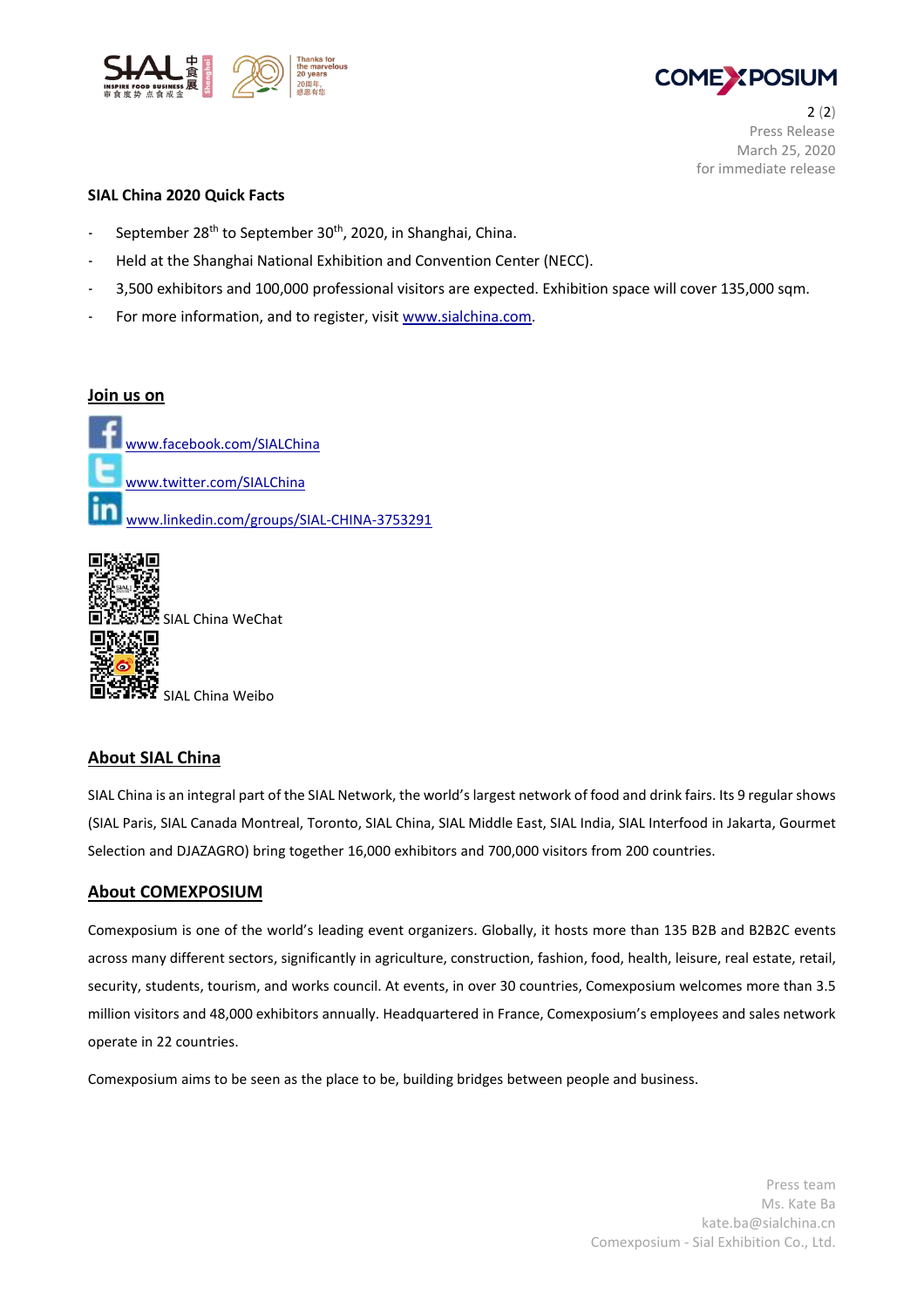Press Release
March 25, 2020
for immediate release

**SIAL China 2020 Quick Facts**

- September 28th to September 30th, 2020, in Shanghai, China.
- Held at the Shanghai National Exhibition and Convention Center (NECC).
- 3,500 exhibitors and 100,000 professional visitors are expected. Exhibition space will cover 135,000 sqm.
- For more information, and to register, visit www.sialchina.com.

## Join us on

www.facebook.com/SIALChina

www.twitter.com/SIALChina

www.linkedin.com/groups/SIAL-CHINA-3753291

SIAL China WeChat

SIAL China Weibo

## About SIAL China

SIAL China is an integral part of the SIAL Network, the world's largest network of food and drink fairs. Its 9 regular shows (SIAL Paris, SIAL Canada Montreal, Toronto, SIAL China, SIAL Middle East, SIAL India, SIAL Interfood in Jakarta, Gourmet Selection and DJAZAGRO) bring together 16,000 exhibitors and 700,000 visitors from 200 countries.

## About COMEXPOSIUM

Comexposium is one of the world's leading event organizers. Globally, it hosts more than 135 B2B and B2B2C events across many different sectors, significantly in agriculture, construction, fashion, food, health, leisure, real estate, retail, security, students, tourism, and works council. At events, in over 30 countries, Comexposium welcomes more than 3.5 million visitors and 48,000 exhibitors annually. Headquartered in France, Comexposium's employees and sales network operate in 22 countries.

Comexposium aims to be seen as the place to be, building bridges between people and business.

Press team
Ms. Kate Ba
kate.ba@sialchina.cn
Comexposium - Sial Exhibition Co., Ltd.